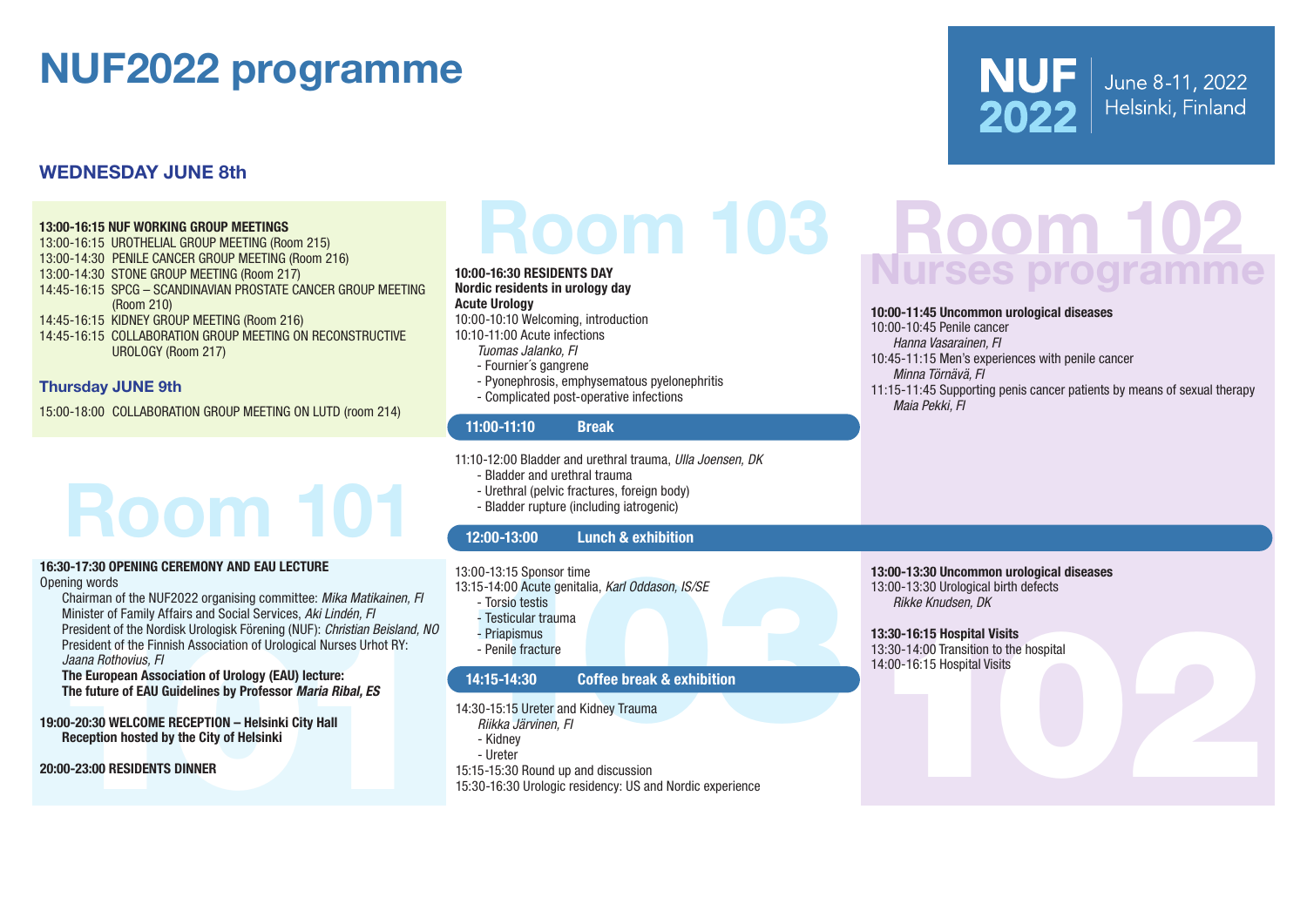# NUF2022 programme

**NUF 2022** June 8-11, 2022 Helsinki, Finland

## WEDNESDAY JUNE 8th

**13:00-16:15 NUF WORKING GROUP MEETINGS**

13:00-16:15 UROTHELIAL GROUP MEETING (Room 215)
13:00-14:30 PENILE CANCER GROUP MEETING (Room 216)
13:00-14:30 STONE GROUP MEETING (Room 217)
14:45-16:15 SPCG – SCANDINAVIAN PROSTATE CANCER GROUP MEETING (Room 210)
14:45-16:15 KIDNEY GROUP MEETING (Room 216)
14:45-16:15 COLLABORATION GROUP MEETING ON RECONSTRUCTIVE UROLOGY (Room 217)

### Thursday JUNE 9th

15:00-18:00 COLLABORATION GROUP MEETING ON LUTD (room 214)

## Room 101

**16:30-17:30 OPENING CEREMONY AND EAU LECTURE**

Opening words

Chairman of the NUF2022 organising committee: *Mika Matikainen, FI*
Minister of Family Affairs and Social Services, *Aki Lindén, FI*
President of the Nordisk Urologisk Förening (NUF): *Christian Beisland, NO*
President of the Finnish Association of Urological Nurses Urhot RY: *Jaana Rothovius, FI*

**The European Association of Urology (EAU) lecture:**
**The future of EAU Guidelines by Professor *Maria Ribal, ES***

**19:00-20:30 WELCOME RECEPTION – Helsinki City Hall**
**Reception hosted by the City of Helsinki**

**20:00-23:00 RESIDENTS DINNER**

## Room 103

**10:00-16:30 RESIDENTS DAY**
**Nordic residents in urology day**
**Acute Urology**

10:00-10:10 Welcoming, introduction
10:10-11:00 Acute infections
*Tuomas Jalanko, FI*
- Fournier´s gangrene
- Pyonephrosis, emphysematous pyelonephritis
- Complicated post-operative infections

**11:00-11:10 Break**

11:10-12:00 Bladder and urethral trauma, *Ulla Joensen, DK*
- Bladder and urethral trauma
- Urethral (pelvic fractures, foreign body)
- Bladder rupture (including iatrogenic)

**12:00-13:00 Lunch & exhibition**

13:00-13:15 Sponsor time
13:15-14:00 Acute genitalia, *Karl Oddason, IS/SE*
- Torsio testis
- Testicular trauma
- Priapismus
- Penile fracture

**14:15-14:30 Coffee break & exhibition**

14:30-15:15 Ureter and Kidney Trauma
*Riikka Järvinen, FI*
- Kidney
- Ureter

15:15-15:30 Round up and discussion
15:30-16:30 Urologic residency: US and Nordic experience

## Room 102 – Nurses programme

**10:00-11:45 Uncommon urological diseases**

10:00-10:45 Penile cancer
*Hanna Vasarainen, FI*
10:45-11:15 Men's experiences with penile cancer
*Minna Törnävä, FI*
11:15-11:45 Supporting penis cancer patients by means of sexual therapy
*Maia Pekki, FI*

**13:00-13:30 Uncommon urological diseases**

13:00-13:30 Urological birth defects
*Rikke Knudsen, DK*

**13:30-16:15 Hospital Visits**

13:30-14:00 Transition to the hospital
14:00-16:15 Hospital Visits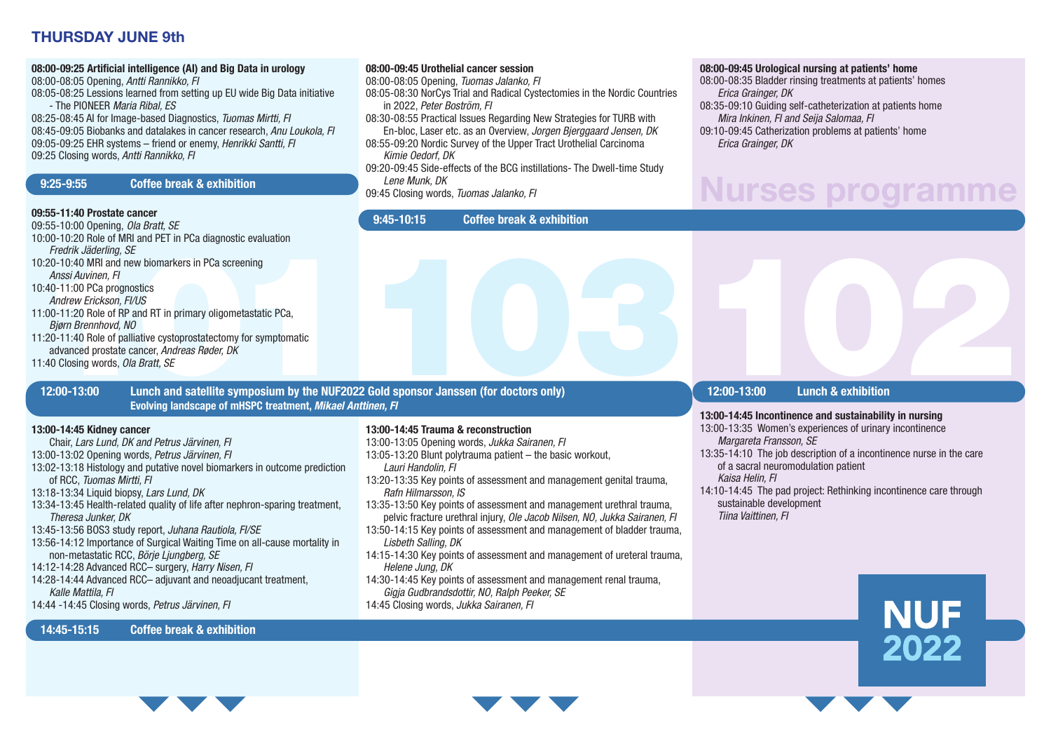# THURSDAY JUNE 9th

## Room 101

**08:00-09:25 Artificial intelligence (AI) and Big Data in urology**

08:00-08:05 Opening, *Antti Rannikko, FI*
08:05-08:25 Lessions learned from setting up EU wide Big Data initiative - The PIONEER *Maria Ribal, ES*
08:25-08:45 AI for Image-based Diagnostics, *Tuomas Mirtti, FI*
08:45-09:05 Biobanks and datalakes in cancer research, *Anu Loukola, FI*
09:05-09:25 EHR systems – friend or enemy, *Henrikki Santti, FI*
09:25 Closing words, *Antti Rannikko, FI*

**9:25-9:55 Coffee break & exhibition**

**09:55-11:40 Prostate cancer**

09:55-10:00 Opening, *Ola Bratt, SE*
10:00-10:20 Role of MRI and PET in PCa diagnostic evaluation *Fredrik Jäderling, SE*
10:20-10:40 MRI and new biomarkers in PCa screening *Anssi Auvinen, FI*
10:40-11:00 PCa prognostics *Andrew Erickson, FI/US*
11:00-11:20 Role of RP and RT in primary oligometastatic PCa, *Bjørn Brennhovd, NO*
11:20-11:40 Role of palliative cystoprostatectomy for symptomatic advanced prostate cancer, *Andreas Røder, DK*
11:40 Closing words, *Ola Bratt, SE*

## Room 103

**08:00-09:45 Urothelial cancer session**

08:00-08:05 Opening, *Tuomas Jalanko, FI*
08:05-08:30 NorCys Trial and Radical Cystectomies in the Nordic Countries in 2022, *Peter Boström, FI*
08:30-08:55 Practical Issues Regarding New Strategies for TURB with En-bloc, Laser etc. as an Overview, *Jorgen Bjerggaard Jensen, DK*
08:55-09:20 Nordic Survey of the Upper Tract Urothelial Carcinoma *Kimie Oedorf, DK*
09:20-09:45 Side-effects of the BCG instillations- The Dwell-time Study *Lene Munk, DK*
09:45 Closing words, *Tuomas Jalanko, FI*

**9:45-10:15 Coffee break & exhibition**

## Room 102 – Nurses programme

**08:00-09:45 Urological nursing at patients' home**

08:00-08:35 Bladder rinsing treatments at patients' homes *Erica Grainger, DK*
08:35-09:10 Guiding self-catheterization at patients home *Mira Inkinen, FI and Seija Salomaa, FI*
09:10-09:45 Catherization problems at patients' home *Erica Grainger, DK*

---

**12:00-13:00 Lunch and satellite symposium by the NUF2022 Gold sponsor Janssen (for doctors only)**
**Evolving landscape of mHSPC treatment, *Mikael Anttinen, FI***

**12:00-13:00 Lunch & exhibition** (Nurses programme)

---

## Room 101

**13:00-14:45 Kidney cancer**

Chair, *Lars Lund, DK and Petrus Järvinen, FI*
13:00-13:02 Opening words, *Petrus Järvinen, FI*
13:02-13:18 Histology and putative novel biomarkers in outcome prediction of RCC, *Tuomas Mirtti, FI*
13:18-13:34 Liquid biopsy, *Lars Lund, DK*
13:34-13:45 Health-related quality of life after nephron-sparing treatment, *Theresa Junker, DK*
13:45-13:56 BOS3 study report, *Juhana Rautiola, FI/SE*
13:56-14:12 Importance of Surgical Waiting Time on all-cause mortality in non-metastatic RCC, *Börje Ljungberg, SE*
14:12-14:28 Advanced RCC– surgery, *Harry Nisen, FI*
14:28-14:44 Advanced RCC– adjuvant and neoadjucant treatment, *Kalle Mattila, FI*
14:44 -14:45 Closing words, *Petrus Järvinen, FI*

## Room 103

**13:00-14:45 Trauma & reconstruction**

13:00-13:05 Opening words, *Jukka Sairanen, FI*
13:05-13:20 Blunt polytrauma patient – the basic workout, *Lauri Handolin, FI*
13:20-13:35 Key points of assessment and management genital trauma, *Rafn Hilmarsson, IS*
13:35-13:50 Key points of assessment and management urethral trauma, pelvic fracture urethral injury, *Ole Jacob Nilsen, NO, Jukka Sairanen, FI*
13:50-14:15 Key points of assessment and management of bladder trauma, *Lisbeth Salling, DK*
14:15-14:30 Key points of assessment and management of ureteral trauma, *Helene Jung, DK*
14:30-14:45 Key points of assessment and management renal trauma, *Gigja Gudbrandsdottir, NO, Ralph Peeker, SE*
14:45 Closing words, *Jukka Sairanen, FI*

## Room 102 – Nurses programme

**13:00-14:45 Incontinence and sustainability in nursing**

13:00-13:35 Women's experiences of urinary incontinence *Margareta Fransson, SE*
13:35-14:10 The job description of a incontinence nurse in the care of a sacral neuromodulation patient *Kaisa Helin, FI*
14:10-14:45 The pad project: Rethinking incontinence care through sustainable development *Tiina Vaittinen, FI*

---

**14:45-15:15 Coffee break & exhibition**

NUF 2022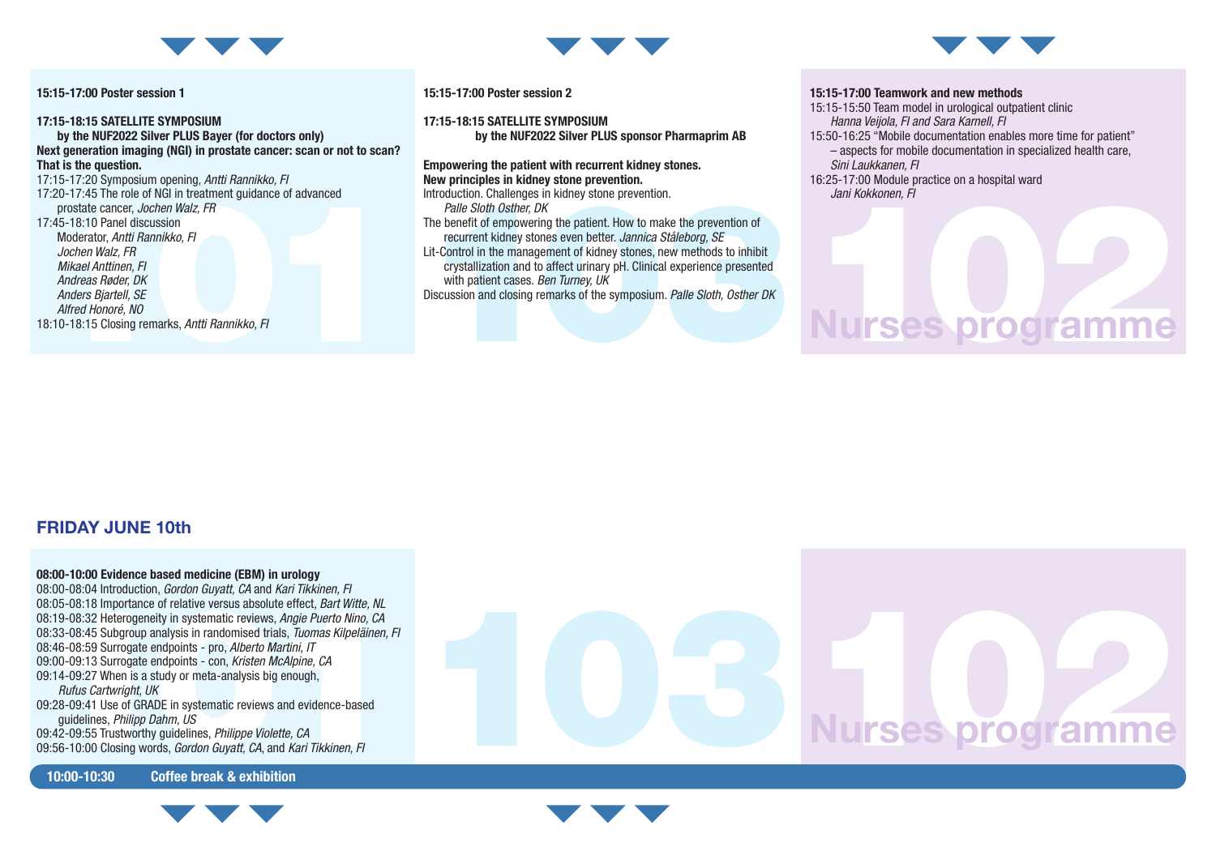**15:15-17:00 Poster session 1**

**17:15-18:15 SATELLITE SYMPOSIUM**
**by the NUF2022 Silver PLUS Bayer (for doctors only)**
**Next generation imaging (NGI) in prostate cancer: scan or not to scan? That is the question.**

17:15-17:20 Symposium opening, *Antti Rannikko, FI*
17:20-17:45 The role of NGI in treatment guidance of advanced prostate cancer, *Jochen Walz, FR*
17:45-18:10 Panel discussion
Moderator, *Antti Rannikko, FI*
*Jochen Walz, FR*
*Mikael Anttinen, FI*
*Andreas Røder, DK*
*Anders Bjartell, SE*
*Alfred Honoré, NO*
18:10-18:15 Closing remarks, *Antti Rannikko, FI*

**15:15-17:00 Poster session 2**

**17:15-18:15 SATELLITE SYMPOSIUM**
**by the NUF2022 Silver PLUS sponsor Pharmaprim AB**

**Empowering the patient with recurrent kidney stones.**
**New principles in kidney stone prevention.**

Introduction. Challenges in kidney stone prevention.
*Palle Sloth Osther, DK*
The benefit of empowering the patient. How to make the prevention of recurrent kidney stones even better. *Jannica Ståleborg, SE*
Lit-Control in the management of kidney stones, new methods to inhibit crystallization and to affect urinary pH. Clinical experience presented with patient cases. *Ben Turney, UK*
Discussion and closing remarks of the symposium. *Palle Sloth, Osther DK*

**15:15-17:00 Teamwork and new methods**

15:15-15:50 Team model in urological outpatient clinic
*Hanna Veijola, FI and Sara Karnell, FI*
15:50-16:25 "Mobile documentation enables more time for patient" – aspects for mobile documentation in specialized health care,
*Sini Laukkanen, FI*
16:25-17:00 Module practice on a hospital ward
*Jani Kokkonen, FI*

Nurses programme

## FRIDAY JUNE 10th

**08:00-10:00 Evidence based medicine (EBM) in urology**

08:00-08:04 Introduction, *Gordon Guyatt, CA* and *Kari Tikkinen, FI*
08:05-08:18 Importance of relative versus absolute effect, *Bart Witte, NL*
08:19-08:32 Heterogeneity in systematic reviews, *Angie Puerto Nino, CA*
08:33-08:45 Subgroup analysis in randomised trials, *Tuomas Kilpeläinen, FI*
08:46-08:59 Surrogate endpoints - pro, *Alberto Martini, IT*
09:00-09:13 Surrogate endpoints - con, *Kristen McAlpine, CA*
09:14-09:27 When is a study or meta-analysis big enough,
*Rufus Cartwright, UK*
09:28-09:41 Use of GRADE in systematic reviews and evidence-based guidelines, *Philipp Dahm, US*
09:42-09:55 Trustworthy guidelines, *Philippe Violette, CA*
09:56-10:00 Closing words, *Gordon Guyatt, CA*, and *Kari Tikkinen, FI*

Nurses programme

**10:00-10:30 Coffee break & exhibition**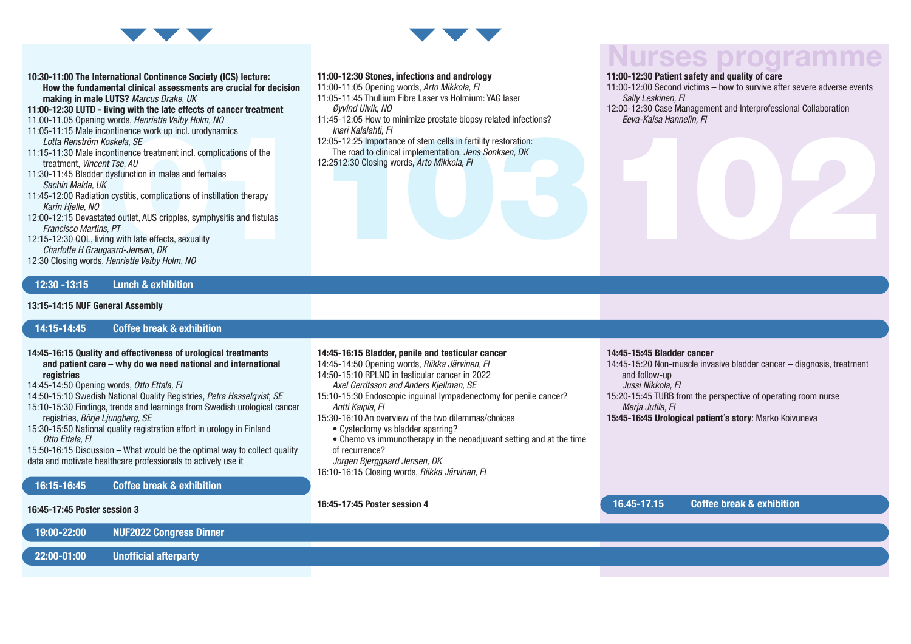## 101

**10:30-11:00 The International Continence Society (ICS) lecture: How the fundamental clinical assessments are crucial for decision making in male LUTS?** *Marcus Drake, UK*

**11:00-12:30 LUTD - living with the late effects of cancer treatment**

11.00-11.05 Opening words, *Henriette Veiby Holm, NO*

11:05-11:15 Male incontinence work up incl. urodynamics
*Lotta Renström Koskela, SE*

11:15-11:30 Male incontinence treatment incl. complications of the treatment, *Vincent Tse, AU*

11:30-11:45 Bladder dysfunction in males and females
*Sachin Malde, UK*

11:45-12:00 Radiation cystitis, complications of instillation therapy
*Karin Hjelle, NO*

12:00-12:15 Devastated outlet, AUS cripples, symphysitis and fistulas
*Francisco Martins, PT*

12:15-12:30 QOL, living with late effects, sexuality
*Charlotte H Graugaard-Jensen, DK*

12:30 Closing words, *Henriette Veiby Holm, NO*

## 103

**11:00-12:30 Stones, infections and andrology**

11:00-11:05 Opening words, *Arto Mikkola, FI*

11:05-11:45 Thullium Fibre Laser vs Holmium: YAG laser
*Øyvind Ulvik, NO*

11:45-12:05 How to minimize prostate biopsy related infections?
*Inari Kalalahti, FI*

12:05-12:25 Importance of stem cells in fertility restoration: The road to clinical implementation, *Jens Sonksen, DK*

12:2512:30 Closing words, *Arto Mikkola, FI*

## Nurses programme 102

**11:00-12:30 Patient safety and quality of care**

11:00-12:00 Second victims – how to survive after severe adverse events
*Sally Leskinen, FI*

12:00-12:30 Case Management and Interprofessional Collaboration
*Eeva-Kaisa Hannelin, FI*

---

**12:30 -13:15 Lunch & exhibition**

**13:15-14:15 NUF General Assembly**

**14:15-14:45 Coffee break & exhibition**

---

## 101

**14:45-16:15 Quality and effectiveness of urological treatments and patient care – why do we need national and international registries**

14:45-14:50 Opening words, *Otto Ettala, FI*

14:50-15:10 Swedish National Quality Registries, *Petra Hasselqvist, SE*

15:10-15:30 Findings, trends and learnings from Swedish urological cancer registries, *Börje Ljungberg, SE*

15:30-15:50 National quality registration effort in urology in Finland
*Otto Ettala, FI*

15:50-16:15 Discussion – What would be the optimal way to collect quality data and motivate healthcare professionals to actively use it

**16:15-16:45 Coffee break & exhibition**

**16:45-17:45 Poster session 3**

## 103

**14:45-16:15 Bladder, penile and testicular cancer**

14:45-14:50 Opening words, *Riikka Järvinen, FI*

14:50-15:10 RPLND in testicular cancer in 2022
*Axel Gerdtsson and Anders Kjellman, SE*

15:10-15:30 Endoscopic inguinal lympadenectomy for penile cancer?
*Antti Kaipia, FI*

15:30-16:10 An overview of the two dilemmas/choices

- Cystectomy vs bladder sparring?
- Chemo vs immunotherapy in the neoadjuvant setting and at the time of recurrence?

*Jorgen Bjerggaard Jensen, DK*

16:10-16:15 Closing words, *Riikka Järvinen, FI*

**16:45-17:45 Poster session 4**

## Nurses programme 102

**14:45-15:45 Bladder cancer**

14:45-15:20 Non-muscle invasive bladder cancer – diagnosis, treatment and follow-up
*Jussi Nikkola, FI*

15:20-15:45 TURB from the perspective of operating room nurse
*Merja Jutila, FI*

**15:45-16:45 Urological patient´s story**: Marko Koivuneva

**16.45-17.15 Coffee break & exhibition**

---

**19:00-22:00 NUF2022 Congress Dinner**

**22:00-01:00 Unofficial afterparty**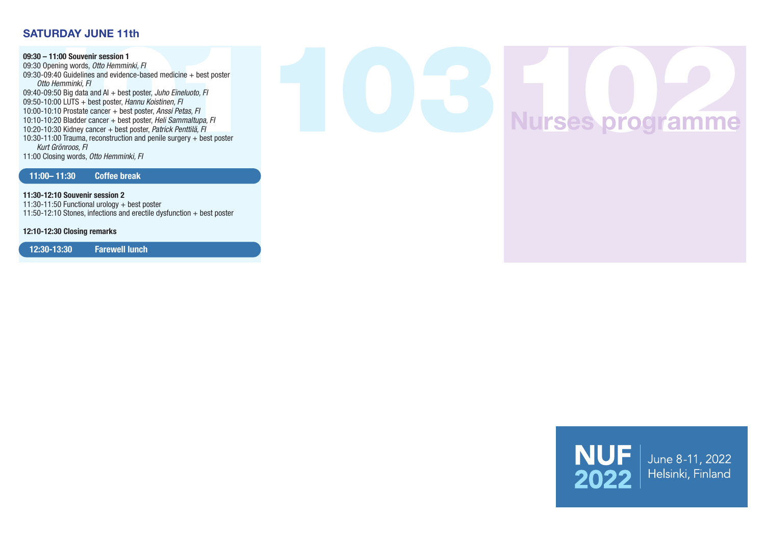## SATURDAY JUNE 11th

101

**09:30 – 11:00 Souvenir session 1**
09:30 Opening words, *Otto Hemminki, FI*
09:30-09:40 Guidelines and evidence-based medicine + best poster
*Otto Hemminki, FI*
09:40-09:50 Big data and AI + best poster, *Juho Eineluoto, FI*
09:50-10:00 LUTS + best poster, *Hannu Koistinen, FI*
10:00-10:10 Prostate cancer + best poster, *Anssi Petas, FI*
10:10-10:20 Bladder cancer + best poster, *Heli Sammaltupa, FI*
10:20-10:30 Kidney cancer + best poster, *Patrick Penttilä, FI*
10:30-11:00 Trauma, reconstruction and penile surgery + best poster
*Kurt Grönroos, FI*
11:00 Closing words, *Otto Hemminki, FI*

**11:00– 11:30 Coffee break**

**11:30-12:10 Souvenir session 2**
11:30-11:50 Functional urology + best poster
11:50-12:10 Stones, infections and erectile dysfunction + best poster

**12:10-12:30 Closing remarks**

**12:30-13:30 Farewell lunch**

103

102

**Nurses programme**

**NUF 2022** June 8-11, 2022 Helsinki, Finland